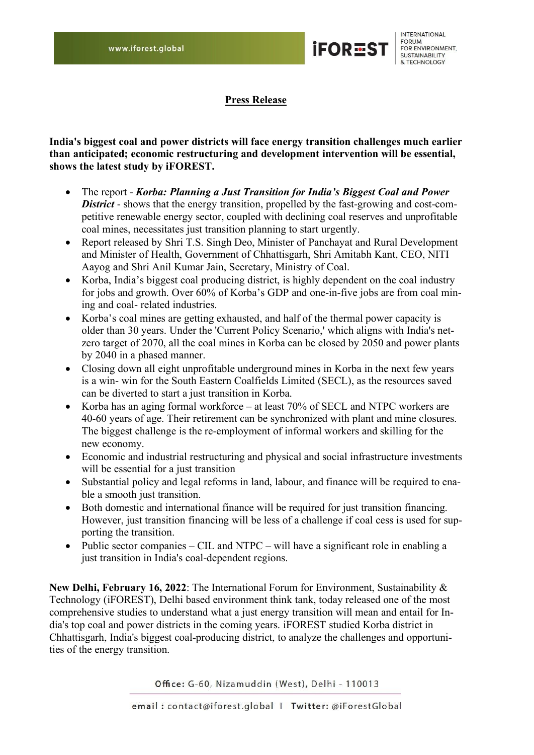**Press Release**

**India's biggest coal and power districts will face energy transition challenges much earlier than anticipated; economic restructuring and development intervention will be essential, shows the latest study by iFOREST.**

- The report - ***Korba: Planning a Just Transition for India's Biggest Coal and Power District*** - shows that the energy transition, propelled by the fast-growing and cost-competitive renewable energy sector, coupled with declining coal reserves and unprofitable coal mines, necessitates just transition planning to start urgently.
- Report released by Shri T.S. Singh Deo, Minister of Panchayat and Rural Development and Minister of Health, Government of Chhattisgarh, Shri Amitabh Kant, CEO, NITI Aayog and Shri Anil Kumar Jain, Secretary, Ministry of Coal.
- Korba, India's biggest coal producing district, is highly dependent on the coal industry for jobs and growth. Over 60% of Korba's GDP and one-in-five jobs are from coal mining and coal- related industries.
- Korba's coal mines are getting exhausted, and half of the thermal power capacity is older than 30 years. Under the 'Current Policy Scenario,' which aligns with India's net-zero target of 2070, all the coal mines in Korba can be closed by 2050 and power plants by 2040 in a phased manner.
- Closing down all eight unprofitable underground mines in Korba in the next few years is a win- win for the South Eastern Coalfields Limited (SECL), as the resources saved can be diverted to start a just transition in Korba.
- Korba has an aging formal workforce – at least 70% of SECL and NTPC workers are 40-60 years of age. Their retirement can be synchronized with plant and mine closures. The biggest challenge is the re-employment of informal workers and skilling for the new economy.
- Economic and industrial restructuring and physical and social infrastructure investments will be essential for a just transition
- Substantial policy and legal reforms in land, labour, and finance will be required to enable a smooth just transition.
- Both domestic and international finance will be required for just transition financing. However, just transition financing will be less of a challenge if coal cess is used for supporting the transition.
- Public sector companies – CIL and NTPC – will have a significant role in enabling a just transition in India's coal-dependent regions.

**New Delhi, February 16, 2022**: The International Forum for Environment, Sustainability & Technology (iFOREST), Delhi based environment think tank, today released one of the most comprehensive studies to understand what a just energy transition will mean and entail for India's top coal and power districts in the coming years. iFOREST studied Korba district in Chhattisgarh, India's biggest coal-producing district, to analyze the challenges and opportunities of the energy transition.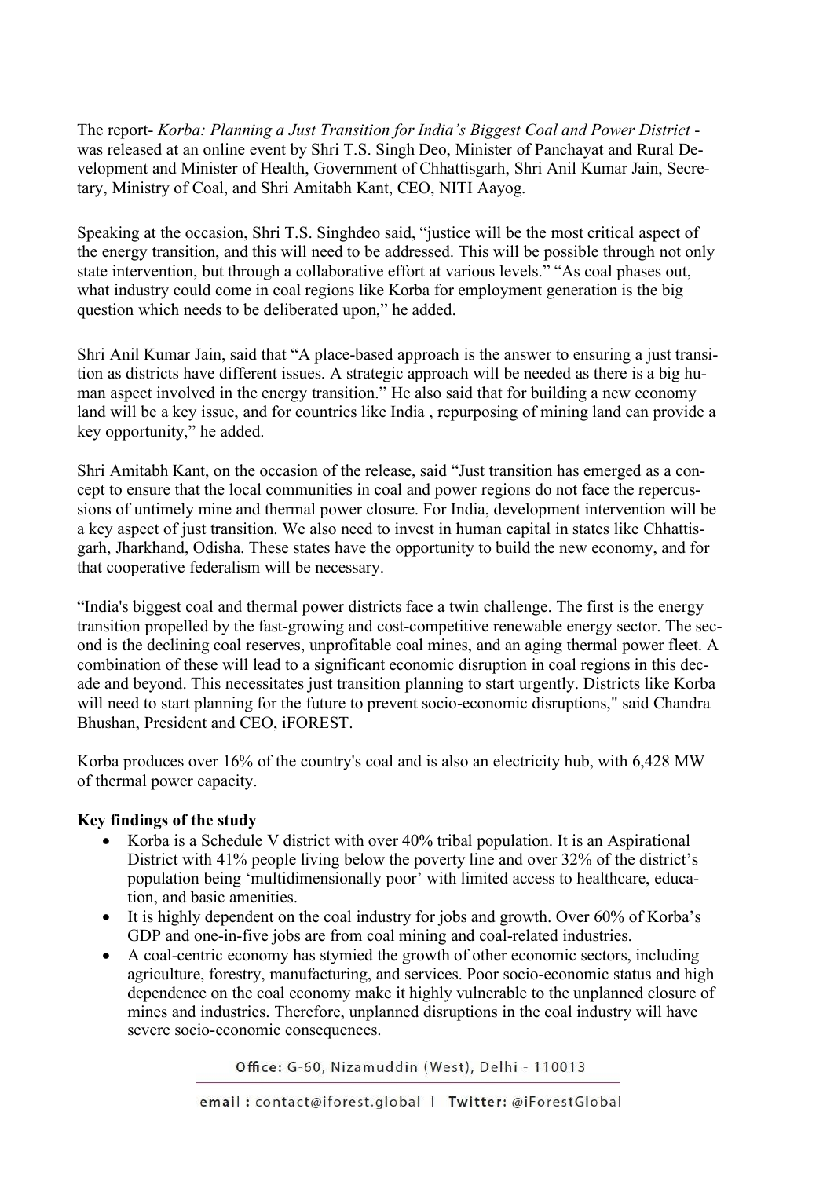The report- *Korba: Planning a Just Transition for India's Biggest Coal and Power District* - was released at an online event by Shri T.S. Singh Deo, Minister of Panchayat and Rural Development and Minister of Health, Government of Chhattisgarh, Shri Anil Kumar Jain, Secretary, Ministry of Coal, and Shri Amitabh Kant, CEO, NITI Aayog.

Speaking at the occasion, Shri T.S. Singhdeo said, "justice will be the most critical aspect of the energy transition, and this will need to be addressed. This will be possible through not only state intervention, but through a collaborative effort at various levels." "As coal phases out, what industry could come in coal regions like Korba for employment generation is the big question which needs to be deliberated upon," he added.

Shri Anil Kumar Jain, said that "A place-based approach is the answer to ensuring a just transition as districts have different issues. A strategic approach will be needed as there is a big human aspect involved in the energy transition." He also said that for building a new economy land will be a key issue, and for countries like India , repurposing of mining land can provide a key opportunity," he added.

Shri Amitabh Kant, on the occasion of the release, said "Just transition has emerged as a concept to ensure that the local communities in coal and power regions do not face the repercussions of untimely mine and thermal power closure. For India, development intervention will be a key aspect of just transition. We also need to invest in human capital in states like Chhattisgarh, Jharkhand, Odisha. These states have the opportunity to build the new economy, and for that cooperative federalism will be necessary.

"India's biggest coal and thermal power districts face a twin challenge. The first is the energy transition propelled by the fast-growing and cost-competitive renewable energy sector. The second is the declining coal reserves, unprofitable coal mines, and an aging thermal power fleet. A combination of these will lead to a significant economic disruption in coal regions in this decade and beyond. This necessitates just transition planning to start urgently. Districts like Korba will need to start planning for the future to prevent socio-economic disruptions," said Chandra Bhushan, President and CEO, iFOREST.

Korba produces over 16% of the country's coal and is also an electricity hub, with 6,428 MW of thermal power capacity.

**Key findings of the study**

- Korba is a Schedule V district with over 40% tribal population. It is an Aspirational District with 41% people living below the poverty line and over 32% of the district's population being 'multidimensionally poor' with limited access to healthcare, education, and basic amenities.
- It is highly dependent on the coal industry for jobs and growth. Over 60% of Korba's GDP and one-in-five jobs are from coal mining and coal-related industries.
- A coal-centric economy has stymied the growth of other economic sectors, including agriculture, forestry, manufacturing, and services. Poor socio-economic status and high dependence on the coal economy make it highly vulnerable to the unplanned closure of mines and industries. Therefore, unplanned disruptions in the coal industry will have severe socio-economic consequences.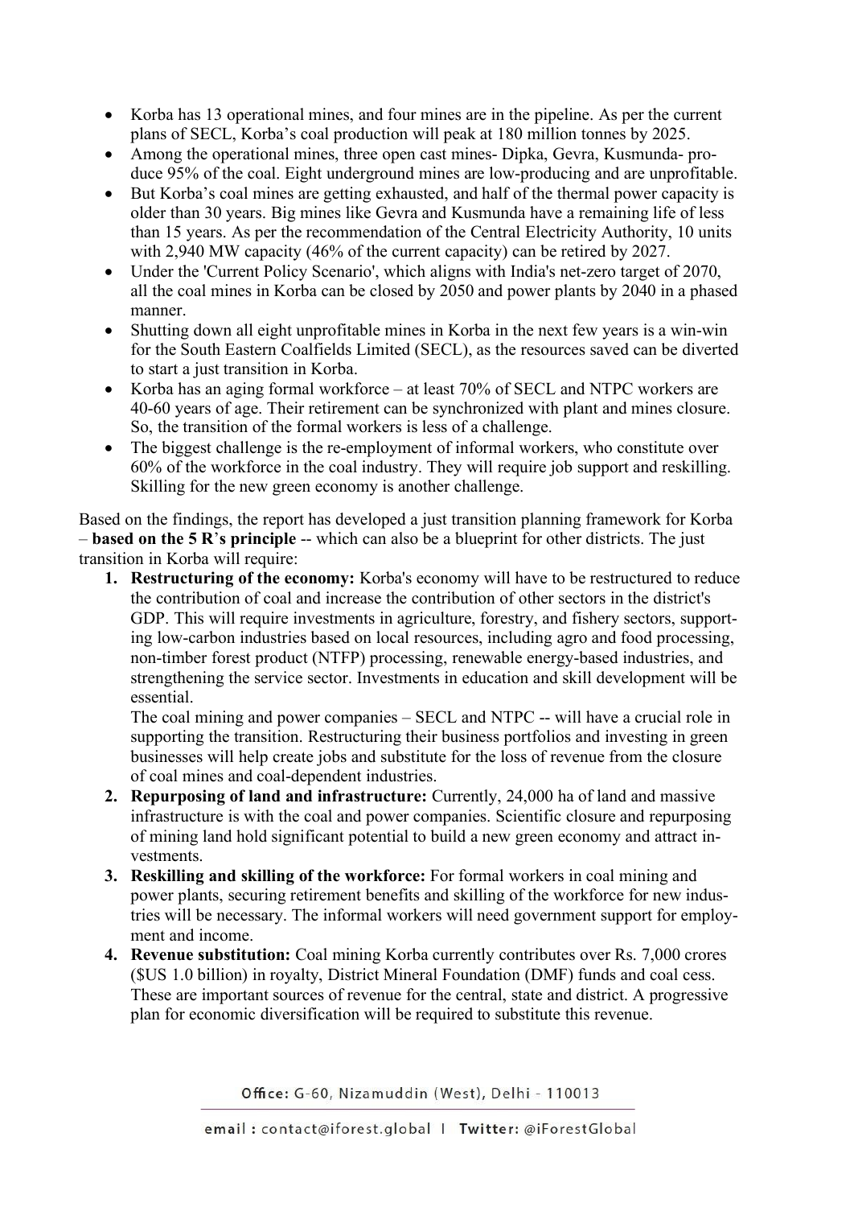- Korba has 13 operational mines, and four mines are in the pipeline. As per the current plans of SECL, Korba's coal production will peak at 180 million tonnes by 2025.
- Among the operational mines, three open cast mines- Dipka, Gevra, Kusmunda- produce 95% of the coal. Eight underground mines are low-producing and are unprofitable.
- But Korba's coal mines are getting exhausted, and half of the thermal power capacity is older than 30 years. Big mines like Gevra and Kusmunda have a remaining life of less than 15 years. As per the recommendation of the Central Electricity Authority, 10 units with 2,940 MW capacity (46% of the current capacity) can be retired by 2027.
- Under the 'Current Policy Scenario', which aligns with India's net-zero target of 2070, all the coal mines in Korba can be closed by 2050 and power plants by 2040 in a phased manner.
- Shutting down all eight unprofitable mines in Korba in the next few years is a win-win for the South Eastern Coalfields Limited (SECL), as the resources saved can be diverted to start a just transition in Korba.
- Korba has an aging formal workforce – at least 70% of SECL and NTPC workers are 40-60 years of age. Their retirement can be synchronized with plant and mines closure. So, the transition of the formal workers is less of a challenge.
- The biggest challenge is the re-employment of informal workers, who constitute over 60% of the workforce in the coal industry. They will require job support and reskilling. Skilling for the new green economy is another challenge.

Based on the findings, the report has developed a just transition planning framework for Korba – **based on the 5 R's principle** -- which can also be a blueprint for other districts. The just transition in Korba will require:

1. **Restructuring of the economy:** Korba's economy will have to be restructured to reduce the contribution of coal and increase the contribution of other sectors in the district's GDP. This will require investments in agriculture, forestry, and fishery sectors, supporting low-carbon industries based on local resources, including agro and food processing, non-timber forest product (NTFP) processing, renewable energy-based industries, and strengthening the service sector. Investments in education and skill development will be essential.
   The coal mining and power companies – SECL and NTPC -- will have a crucial role in supporting the transition. Restructuring their business portfolios and investing in green businesses will help create jobs and substitute for the loss of revenue from the closure of coal mines and coal-dependent industries.
2. **Repurposing of land and infrastructure:** Currently, 24,000 ha of land and massive infrastructure is with the coal and power companies. Scientific closure and repurposing of mining land hold significant potential to build a new green economy and attract investments.
3. **Reskilling and skilling of the workforce:** For formal workers in coal mining and power plants, securing retirement benefits and skilling of the workforce for new industries will be necessary. The informal workers will need government support for employment and income.
4. **Revenue substitution:** Coal mining Korba currently contributes over Rs. 7,000 crores ($US 1.0 billion) in royalty, District Mineral Foundation (DMF) funds and coal cess. These are important sources of revenue for the central, state and district. A progressive plan for economic diversification will be required to substitute this revenue.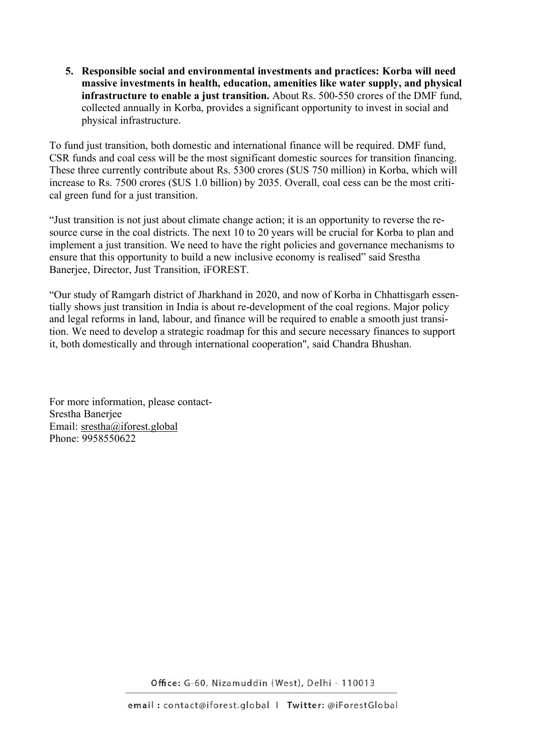5. **Responsible social and environmental investments and practices: Korba will need massive investments in health, education, amenities like water supply, and physical infrastructure to enable a just transition.** About Rs. 500-550 crores of the DMF fund, collected annually in Korba, provides a significant opportunity to invest in social and physical infrastructure.

To fund just transition, both domestic and international finance will be required. DMF fund, CSR funds and coal cess will be the most significant domestic sources for transition financing. These three currently contribute about Rs. 5300 crores ($US 750 million) in Korba, which will increase to Rs. 7500 crores ($US 1.0 billion) by 2035. Overall, coal cess can be the most critical green fund for a just transition.

"Just transition is not just about climate change action; it is an opportunity to reverse the resource curse in the coal districts. The next 10 to 20 years will be crucial for Korba to plan and implement a just transition. We need to have the right policies and governance mechanisms to ensure that this opportunity to build a new inclusive economy is realised" said Srestha Banerjee, Director, Just Transition, iFOREST.

"Our study of Ramgarh district of Jharkhand in 2020, and now of Korba in Chhattisgarh essentially shows just transition in India is about re-development of the coal regions. Major policy and legal reforms in land, labour, and finance will be required to enable a smooth just transition. We need to develop a strategic roadmap for this and secure necessary finances to support it, both domestically and through international cooperation", said Chandra Bhushan.

For more information, please contact-
Srestha Banerjee
Email: srestha@iforest.global
Phone: 9958550622